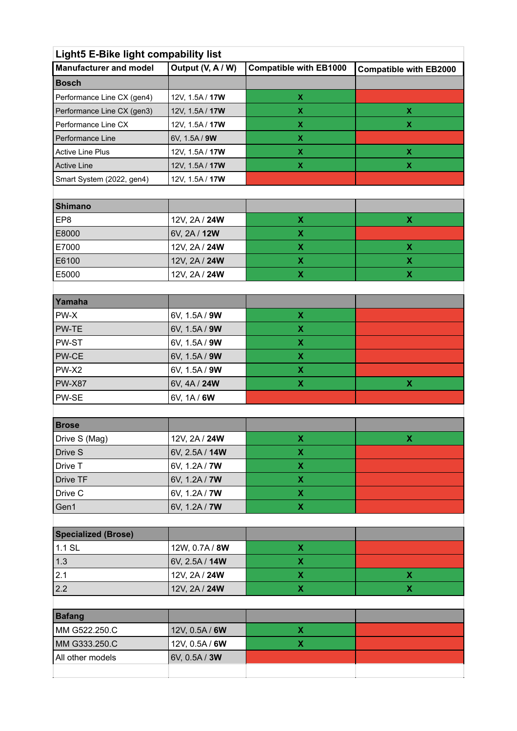## Light5 E-Bike light compability list

| Manufacturer and model | Output (V, A / W) | Compatible with EB1000 | Compatible with EB2000 |
|---|---|---|---|
| **Bosch** | | | |
| Performance Line CX (gen4) | 12V, 1.5A / **17W** | X | |
| Performance Line CX (gen3) | 12V, 1.5A / **17W** | X | X |
| Performance Line CX | 12V, 1.5A / **17W** | X | X |
| Performance Line | 6V, 1.5A / **9W** | X | |
| Active Line Plus | 12V, 1.5A / **17W** | X | X |
| Active Line | 12V, 1.5A / **17W** | X | X |
| Smart System (2022, gen4) | 12V, 1.5A / **17W** | | |
| | | | |
| **Shimano** | | | |
| EP8 | 12V, 2A / **24W** | X | X |
| E8000 | 6V, 2A / **12W** | X | |
| E7000 | 12V, 2A / **24W** | X | X |
| E6100 | 12V, 2A / **24W** | X | X |
| E5000 | 12V, 2A / **24W** | X | X |
| | | | |
| **Yamaha** | | | |
| PW-X | 6V, 1.5A / **9W** | X | |
| PW-TE | 6V, 1.5A / **9W** | X | |
| PW-ST | 6V, 1.5A / **9W** | X | |
| PW-CE | 6V, 1.5A / **9W** | X | |
| PW-X2 | 6V, 1.5A / **9W** | X | |
| PW-X87 | 6V, 4A / **24W** | X | X |
| PW-SE | 6V, 1A / **6W** | | |
| | | | |
| **Brose** | | | |
| Drive S (Mag) | 12V, 2A / **24W** | X | X |
| Drive S | 6V, 2.5A / **14W** | X | |
| Drive T | 6V, 1.2A / **7W** | X | |
| Drive TF | 6V, 1.2A / **7W** | X | |
| Drive C | 6V, 1.2A / **7W** | X | |
| Gen1 | 6V, 1.2A / **7W** | X | |
| | | | |
| **Specialized (Brose)** | | | |
| 1.1 SL | 12W, 0.7A / **8W** | X | |
| 1.3 | 6V, 2.5A / **14W** | X | |
| 2.1 | 12V, 2A / **24W** | X | X |
| 2.2 | 12V, 2A / **24W** | X | X |
| | | | |
| **Bafang** | | | |
| MM G522.250.C | 12V, 0.5A / **6W** | X | |
| MM G333.250.C | 12V, 0.5A / **6W** | X | |
| All other models | 6V, 0.5A / **3W** | | |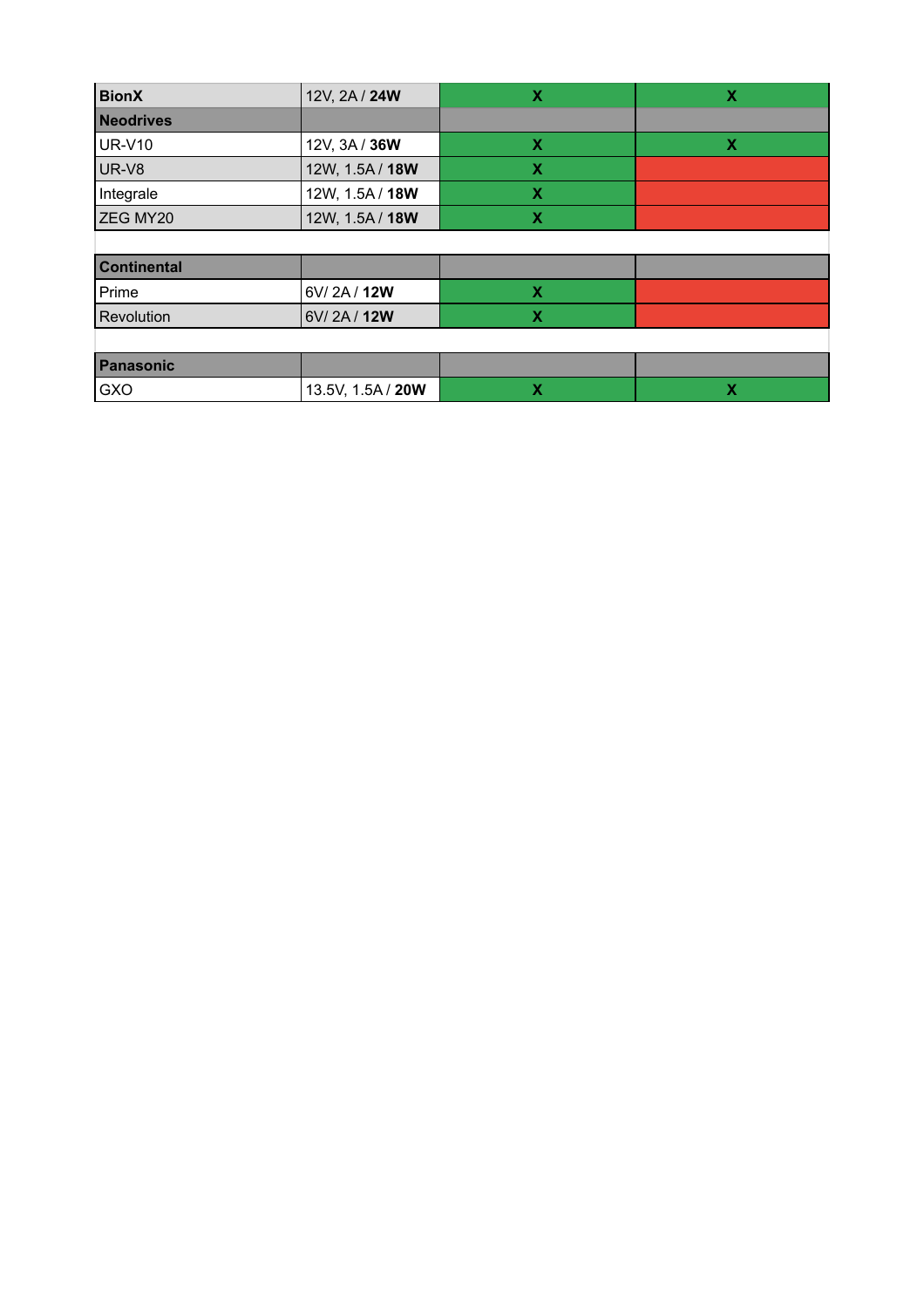| | | | |
|---|---|---|---|
| **BionX** | 12V, 2A / **24W** | **X** | **X** |
| **Neodrives** | | | |
| UR-V10 | 12V, 3A / **36W** | **X** | **X** |
| UR-V8 | 12W, 1.5A / **18W** | **X** | |
| Integrale | 12W, 1.5A / **18W** | **X** | |
| ZEG MY20 | 12W, 1.5A / **18W** | **X** | |
| | | | |
| **Continental** | | | |
| Prime | 6V/ 2A / **12W** | **X** | |
| Revolution | 6V/ 2A / **12W** | **X** | |
| | | | |
| **Panasonic** | | | |
| GXO | 13.5V, 1.5A / **20W** | **X** | **X** |